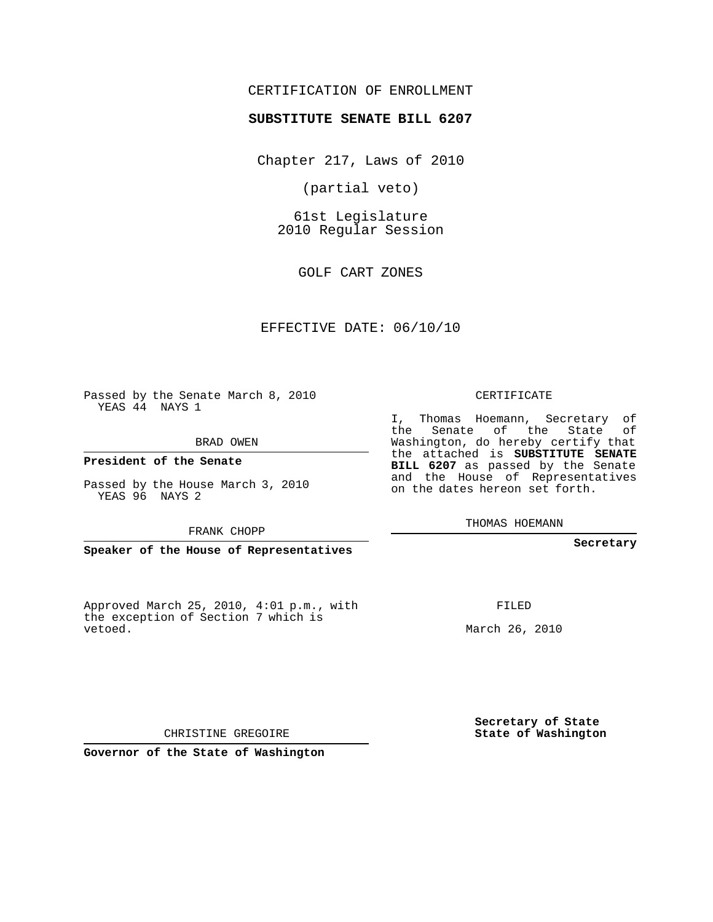CERTIFICATION OF ENROLLMENT

**SUBSTITUTE SENATE BILL 6207**

Chapter 217, Laws of 2010

(partial veto)

61st Legislature
2010 Regular Session

GOLF CART ZONES

EFFECTIVE DATE: 06/10/10

Passed by the Senate March 8, 2010
YEAS 44 NAYS 1

BRAD OWEN

**President of the Senate**

Passed by the House March 3, 2010
YEAS 96 NAYS 2

FRANK CHOPP

**Speaker of the House of Representatives**

Approved March 25, 2010, 4:01 p.m., with the exception of Section 7 which is vetoed.

CHRISTINE GREGOIRE

**Governor of the State of Washington**

CERTIFICATE

I, Thomas Hoemann, Secretary of the Senate of the State of Washington, do hereby certify that the attached is **SUBSTITUTE SENATE BILL 6207** as passed by the Senate and the House of Representatives on the dates hereon set forth.

THOMAS HOEMANN

**Secretary**

FILED

March 26, 2010

**Secretary of State**
**State of Washington**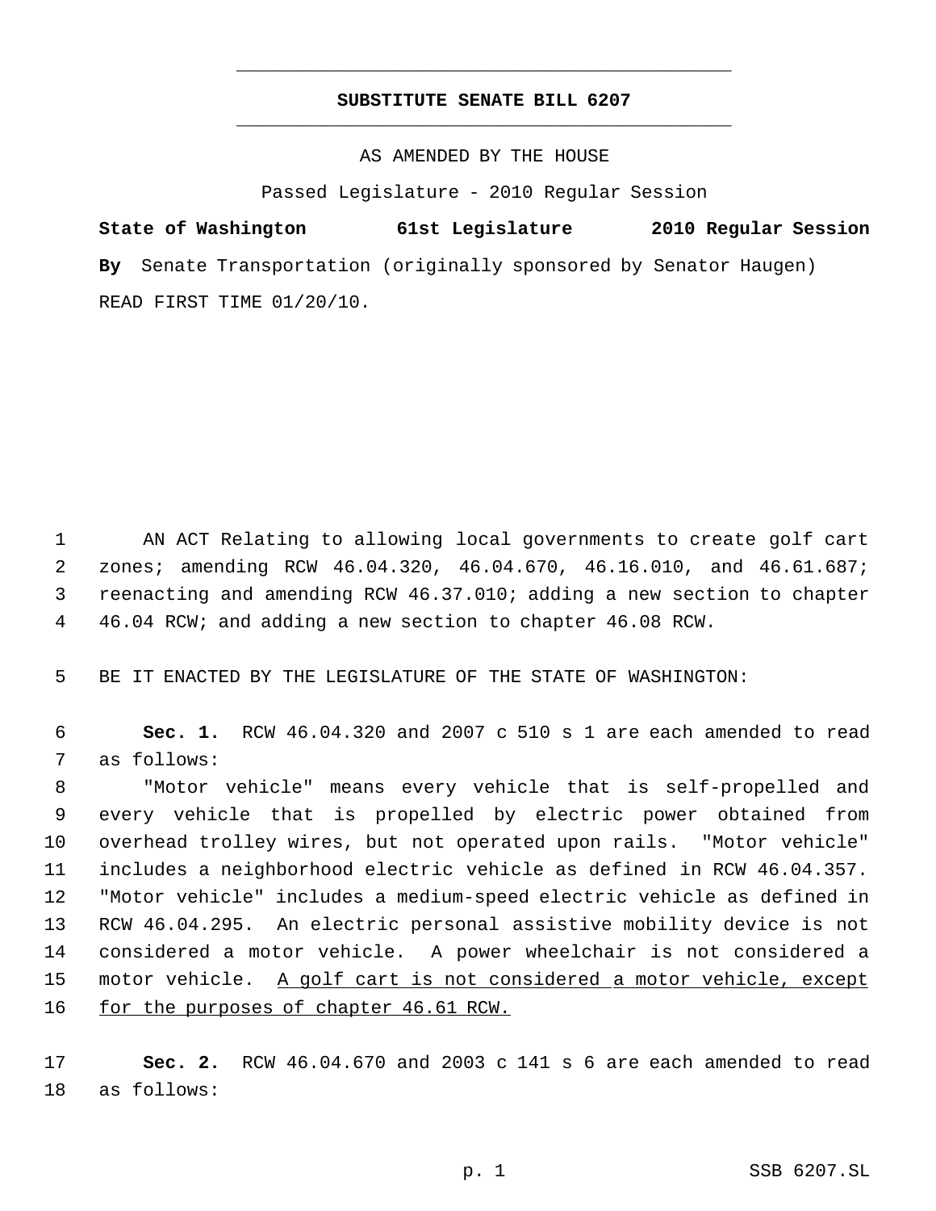# SUBSTITUTE SENATE BILL 6207

AS AMENDED BY THE HOUSE

Passed Legislature - 2010 Regular Session

**State of Washington 61st Legislature 2010 Regular Session**

**By** Senate Transportation (originally sponsored by Senator Haugen)

READ FIRST TIME 01/20/10.

AN ACT Relating to allowing local governments to create golf cart zones; amending RCW 46.04.320, 46.04.670, 46.16.010, and 46.61.687; reenacting and amending RCW 46.37.010; adding a new section to chapter 46.04 RCW; and adding a new section to chapter 46.08 RCW.

BE IT ENACTED BY THE LEGISLATURE OF THE STATE OF WASHINGTON:

**Sec. 1.** RCW 46.04.320 and 2007 c 510 s 1 are each amended to read as follows:

"Motor vehicle" means every vehicle that is self-propelled and every vehicle that is propelled by electric power obtained from overhead trolley wires, but not operated upon rails. "Motor vehicle" includes a neighborhood electric vehicle as defined in RCW 46.04.357. "Motor vehicle" includes a medium-speed electric vehicle as defined in RCW 46.04.295. An electric personal assistive mobility device is not considered a motor vehicle. A power wheelchair is not considered a motor vehicle. <u>A golf cart is not considered a motor vehicle, except for the purposes of chapter 46.61 RCW.</u>

**Sec. 2.** RCW 46.04.670 and 2003 c 141 s 6 are each amended to read as follows: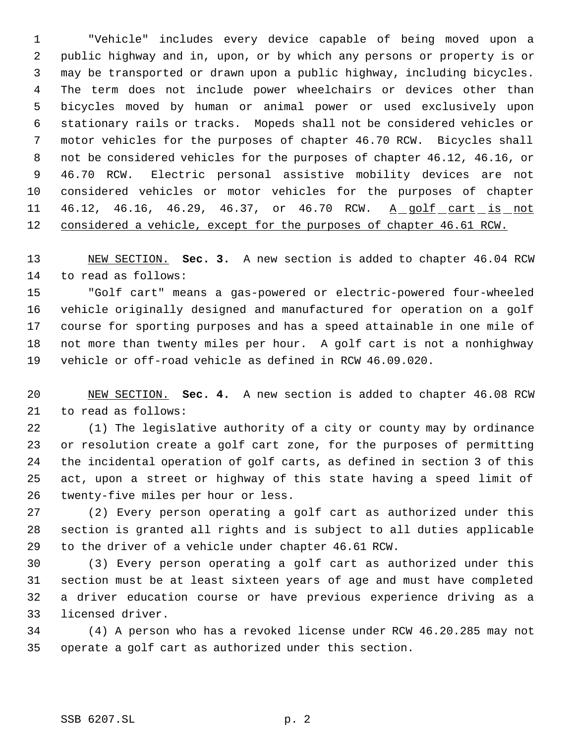"Vehicle" includes every device capable of being moved upon a public highway and in, upon, or by which any persons or property is or may be transported or drawn upon a public highway, including bicycles. The term does not include power wheelchairs or devices other than bicycles moved by human or animal power or used exclusively upon stationary rails or tracks. Mopeds shall not be considered vehicles or motor vehicles for the purposes of chapter 46.70 RCW. Bicycles shall not be considered vehicles for the purposes of chapter 46.12, 46.16, or 46.70 RCW. Electric personal assistive mobility devices are not considered vehicles or motor vehicles for the purposes of chapter 46.12, 46.16, 46.29, 46.37, or 46.70 RCW. <u>A golf cart is not considered a vehicle, except for the purposes of chapter 46.61 RCW.</u>

<u>NEW SECTION.</u> **Sec. 3.** A new section is added to chapter 46.04 RCW to read as follows:

"Golf cart" means a gas-powered or electric-powered four-wheeled vehicle originally designed and manufactured for operation on a golf course for sporting purposes and has a speed attainable in one mile of not more than twenty miles per hour. A golf cart is not a nonhighway vehicle or off-road vehicle as defined in RCW 46.09.020.

<u>NEW SECTION.</u> **Sec. 4.** A new section is added to chapter 46.08 RCW to read as follows:

(1) The legislative authority of a city or county may by ordinance or resolution create a golf cart zone, for the purposes of permitting the incidental operation of golf carts, as defined in section 3 of this act, upon a street or highway of this state having a speed limit of twenty-five miles per hour or less.

(2) Every person operating a golf cart as authorized under this section is granted all rights and is subject to all duties applicable to the driver of a vehicle under chapter 46.61 RCW.

(3) Every person operating a golf cart as authorized under this section must be at least sixteen years of age and must have completed a driver education course or have previous experience driving as a licensed driver.

(4) A person who has a revoked license under RCW 46.20.285 may not operate a golf cart as authorized under this section.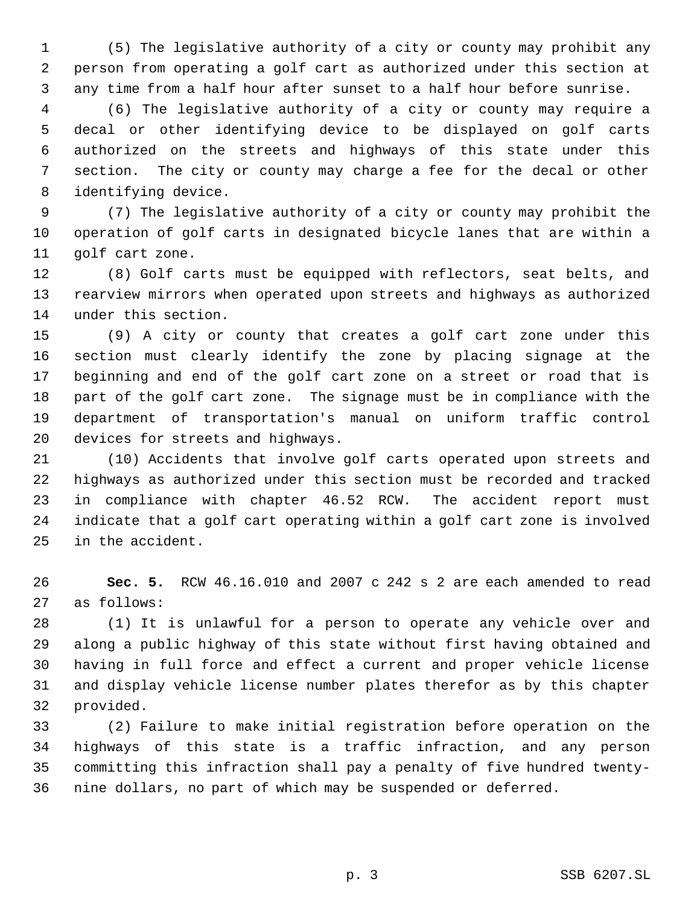(5) The legislative authority of a city or county may prohibit any person from operating a golf cart as authorized under this section at any time from a half hour after sunset to a half hour before sunrise.

(6) The legislative authority of a city or county may require a decal or other identifying device to be displayed on golf carts authorized on the streets and highways of this state under this section. The city or county may charge a fee for the decal or other identifying device.

(7) The legislative authority of a city or county may prohibit the operation of golf carts in designated bicycle lanes that are within a golf cart zone.

(8) Golf carts must be equipped with reflectors, seat belts, and rearview mirrors when operated upon streets and highways as authorized under this section.

(9) A city or county that creates a golf cart zone under this section must clearly identify the zone by placing signage at the beginning and end of the golf cart zone on a street or road that is part of the golf cart zone. The signage must be in compliance with the department of transportation's manual on uniform traffic control devices for streets and highways.

(10) Accidents that involve golf carts operated upon streets and highways as authorized under this section must be recorded and tracked in compliance with chapter 46.52 RCW. The accident report must indicate that a golf cart operating within a golf cart zone is involved in the accident.

**Sec. 5.** RCW 46.16.010 and 2007 c 242 s 2 are each amended to read as follows:

(1) It is unlawful for a person to operate any vehicle over and along a public highway of this state without first having obtained and having in full force and effect a current and proper vehicle license and display vehicle license number plates therefor as by this chapter provided.

(2) Failure to make initial registration before operation on the highways of this state is a traffic infraction, and any person committing this infraction shall pay a penalty of five hundred twenty-nine dollars, no part of which may be suspended or deferred.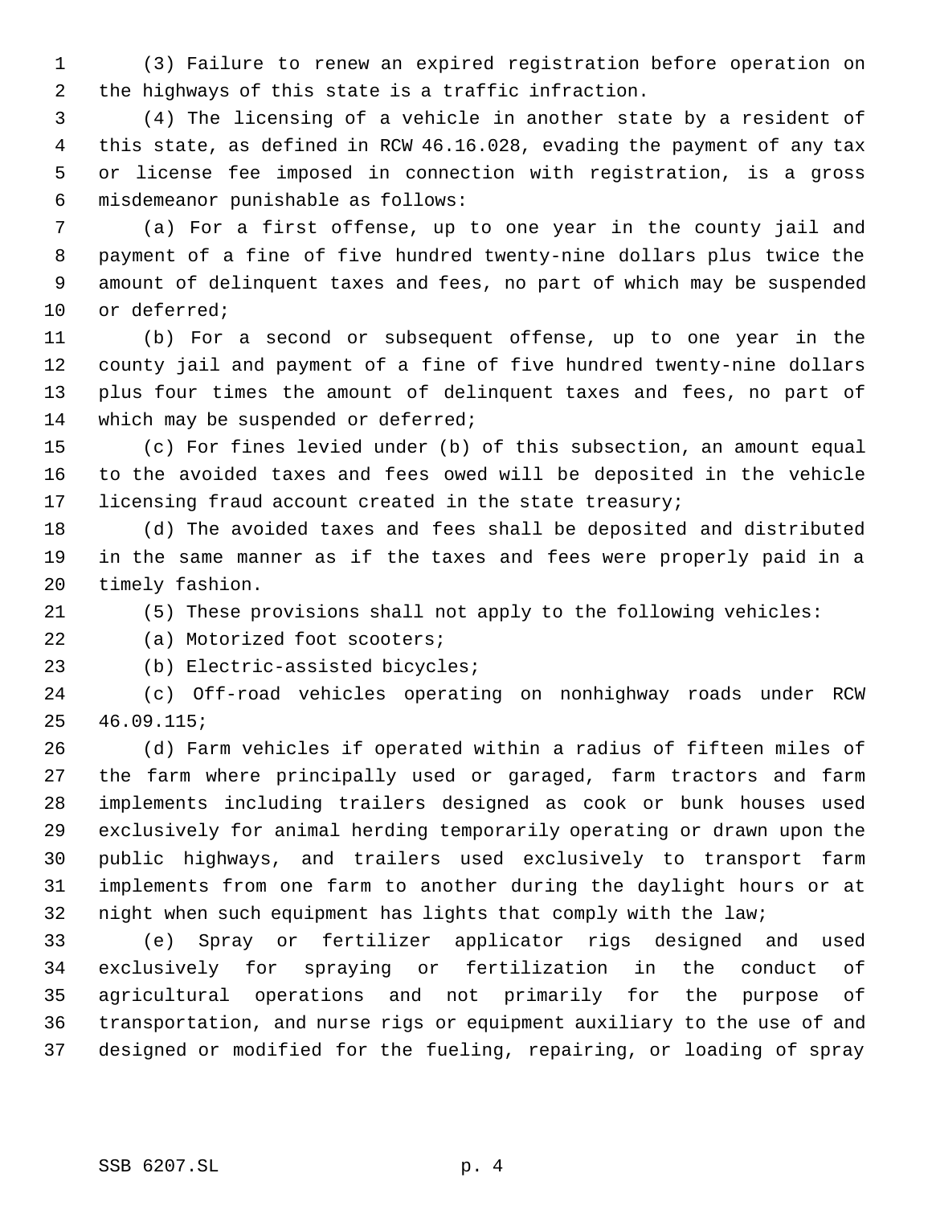(3) Failure to renew an expired registration before operation on the highways of this state is a traffic infraction.

(4) The licensing of a vehicle in another state by a resident of this state, as defined in RCW 46.16.028, evading the payment of any tax or license fee imposed in connection with registration, is a gross misdemeanor punishable as follows:

(a) For a first offense, up to one year in the county jail and payment of a fine of five hundred twenty-nine dollars plus twice the amount of delinquent taxes and fees, no part of which may be suspended or deferred;

(b) For a second or subsequent offense, up to one year in the county jail and payment of a fine of five hundred twenty-nine dollars plus four times the amount of delinquent taxes and fees, no part of which may be suspended or deferred;

(c) For fines levied under (b) of this subsection, an amount equal to the avoided taxes and fees owed will be deposited in the vehicle licensing fraud account created in the state treasury;

(d) The avoided taxes and fees shall be deposited and distributed in the same manner as if the taxes and fees were properly paid in a timely fashion.

(5) These provisions shall not apply to the following vehicles:

(a) Motorized foot scooters;

(b) Electric-assisted bicycles;

(c) Off-road vehicles operating on nonhighway roads under RCW 46.09.115;

(d) Farm vehicles if operated within a radius of fifteen miles of the farm where principally used or garaged, farm tractors and farm implements including trailers designed as cook or bunk houses used exclusively for animal herding temporarily operating or drawn upon the public highways, and trailers used exclusively to transport farm implements from one farm to another during the daylight hours or at night when such equipment has lights that comply with the law;

(e) Spray or fertilizer applicator rigs designed and used exclusively for spraying or fertilization in the conduct of agricultural operations and not primarily for the purpose of transportation, and nurse rigs or equipment auxiliary to the use of and designed or modified for the fueling, repairing, or loading of spray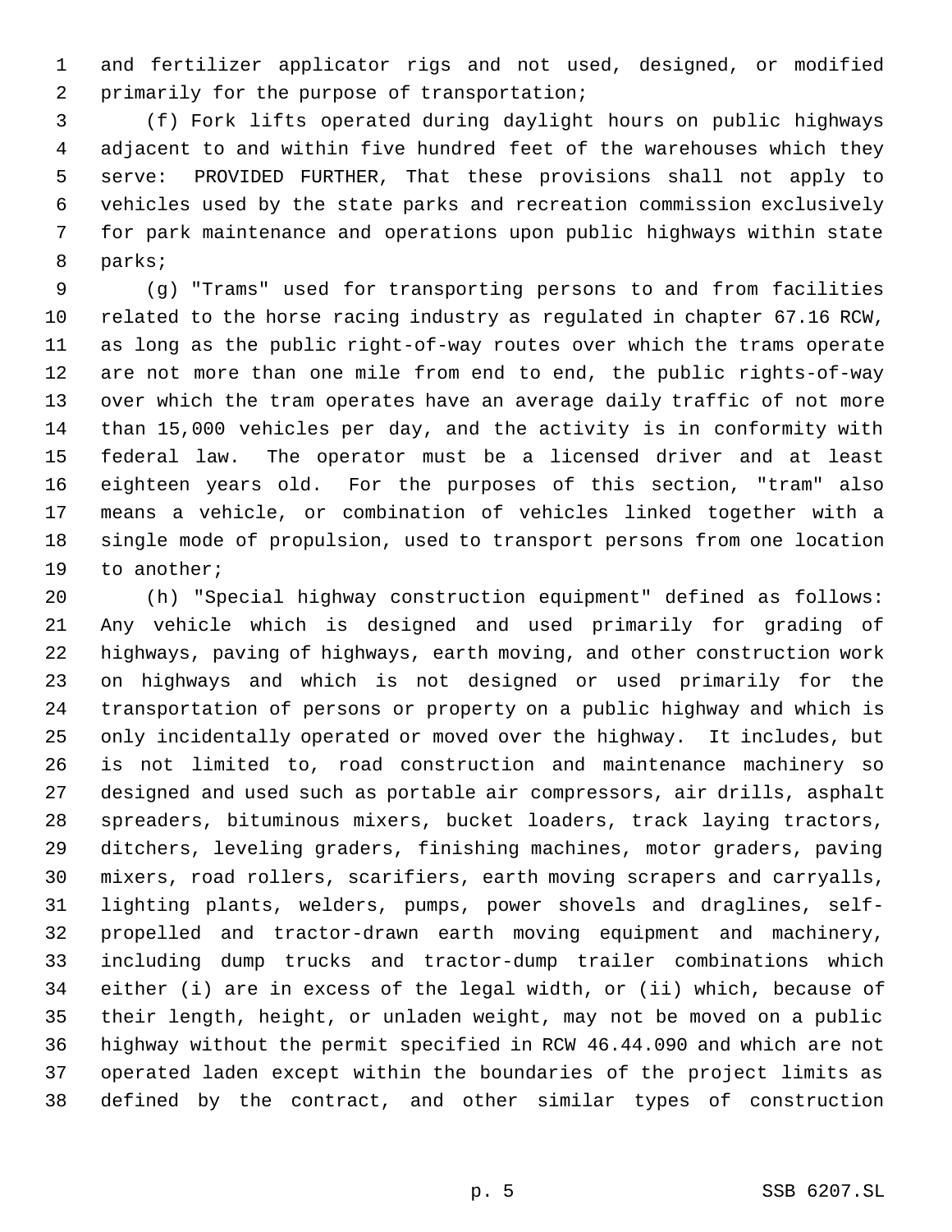and fertilizer applicator rigs and not used, designed, or modified primarily for the purpose of transportation;

(f) Fork lifts operated during daylight hours on public highways adjacent to and within five hundred feet of the warehouses which they serve: PROVIDED FURTHER, That these provisions shall not apply to vehicles used by the state parks and recreation commission exclusively for park maintenance and operations upon public highways within state parks;

(g) "Trams" used for transporting persons to and from facilities related to the horse racing industry as regulated in chapter 67.16 RCW, as long as the public right-of-way routes over which the trams operate are not more than one mile from end to end, the public rights-of-way over which the tram operates have an average daily traffic of not more than 15,000 vehicles per day, and the activity is in conformity with federal law. The operator must be a licensed driver and at least eighteen years old. For the purposes of this section, "tram" also means a vehicle, or combination of vehicles linked together with a single mode of propulsion, used to transport persons from one location to another;

(h) "Special highway construction equipment" defined as follows: Any vehicle which is designed and used primarily for grading of highways, paving of highways, earth moving, and other construction work on highways and which is not designed or used primarily for the transportation of persons or property on a public highway and which is only incidentally operated or moved over the highway. It includes, but is not limited to, road construction and maintenance machinery so designed and used such as portable air compressors, air drills, asphalt spreaders, bituminous mixers, bucket loaders, track laying tractors, ditchers, leveling graders, finishing machines, motor graders, paving mixers, road rollers, scarifiers, earth moving scrapers and carryalls, lighting plants, welders, pumps, power shovels and draglines, self-propelled and tractor-drawn earth moving equipment and machinery, including dump trucks and tractor-dump trailer combinations which either (i) are in excess of the legal width, or (ii) which, because of their length, height, or unladen weight, may not be moved on a public highway without the permit specified in RCW 46.44.090 and which are not operated laden except within the boundaries of the project limits as defined by the contract, and other similar types of construction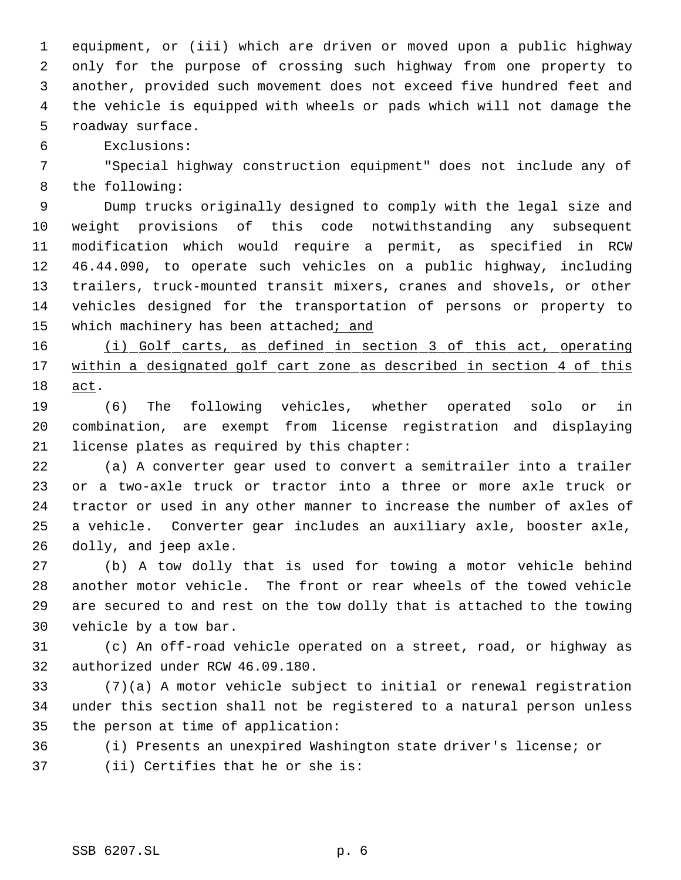equipment, or (iii) which are driven or moved upon a public highway only for the purpose of crossing such highway from one property to another, provided such movement does not exceed five hundred feet and the vehicle is equipped with wheels or pads which will not damage the roadway surface.

Exclusions:

"Special highway construction equipment" does not include any of the following:

Dump trucks originally designed to comply with the legal size and weight provisions of this code notwithstanding any subsequent modification which would require a permit, as specified in RCW 46.44.090, to operate such vehicles on a public highway, including trailers, truck-mounted transit mixers, cranes and shovels, or other vehicles designed for the transportation of persons or property to which machinery has been attached<u>; and</u>

<u>(i) Golf carts, as defined in section 3 of this act, operating within a designated golf cart zone as described in section 4 of this act</u>.

(6) The following vehicles, whether operated solo or in combination, are exempt from license registration and displaying license plates as required by this chapter:

(a) A converter gear used to convert a semitrailer into a trailer or a two-axle truck or tractor into a three or more axle truck or tractor or used in any other manner to increase the number of axles of a vehicle. Converter gear includes an auxiliary axle, booster axle, dolly, and jeep axle.

(b) A tow dolly that is used for towing a motor vehicle behind another motor vehicle. The front or rear wheels of the towed vehicle are secured to and rest on the tow dolly that is attached to the towing vehicle by a tow bar.

(c) An off-road vehicle operated on a street, road, or highway as authorized under RCW 46.09.180.

(7)(a) A motor vehicle subject to initial or renewal registration under this section shall not be registered to a natural person unless the person at time of application:

(i) Presents an unexpired Washington state driver's license; or

(ii) Certifies that he or she is: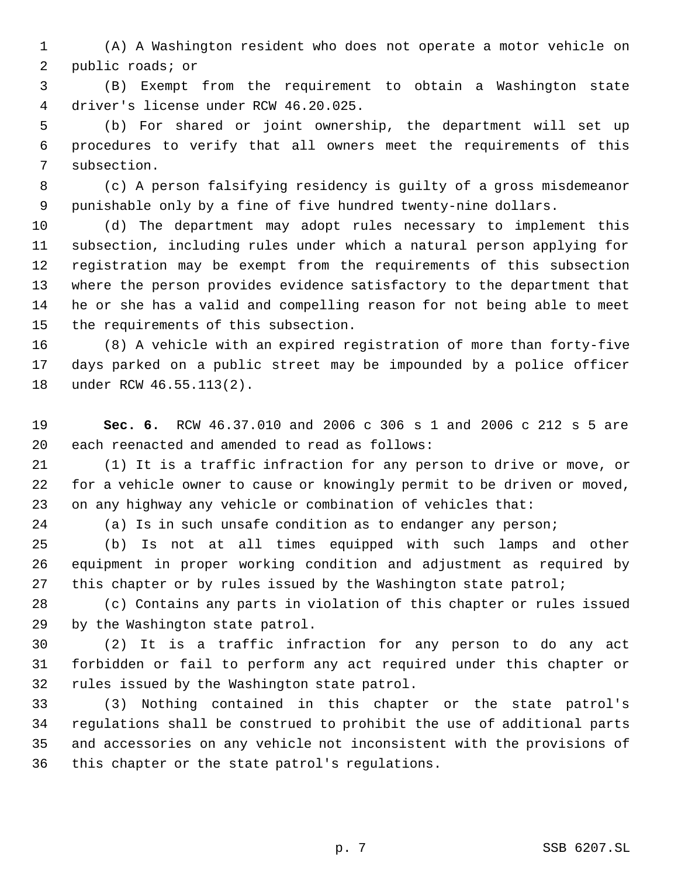(A) A Washington resident who does not operate a motor vehicle on public roads; or

(B) Exempt from the requirement to obtain a Washington state driver's license under RCW 46.20.025.

(b) For shared or joint ownership, the department will set up procedures to verify that all owners meet the requirements of this subsection.

(c) A person falsifying residency is guilty of a gross misdemeanor punishable only by a fine of five hundred twenty-nine dollars.

(d) The department may adopt rules necessary to implement this subsection, including rules under which a natural person applying for registration may be exempt from the requirements of this subsection where the person provides evidence satisfactory to the department that he or she has a valid and compelling reason for not being able to meet the requirements of this subsection.

(8) A vehicle with an expired registration of more than forty-five days parked on a public street may be impounded by a police officer under RCW 46.55.113(2).

**Sec. 6.** RCW 46.37.010 and 2006 c 306 s 1 and 2006 c 212 s 5 are each reenacted and amended to read as follows:

(1) It is a traffic infraction for any person to drive or move, or for a vehicle owner to cause or knowingly permit to be driven or moved, on any highway any vehicle or combination of vehicles that:

(a) Is in such unsafe condition as to endanger any person;

(b) Is not at all times equipped with such lamps and other equipment in proper working condition and adjustment as required by this chapter or by rules issued by the Washington state patrol;

(c) Contains any parts in violation of this chapter or rules issued by the Washington state patrol.

(2) It is a traffic infraction for any person to do any act forbidden or fail to perform any act required under this chapter or rules issued by the Washington state patrol.

(3) Nothing contained in this chapter or the state patrol's regulations shall be construed to prohibit the use of additional parts and accessories on any vehicle not inconsistent with the provisions of this chapter or the state patrol's regulations.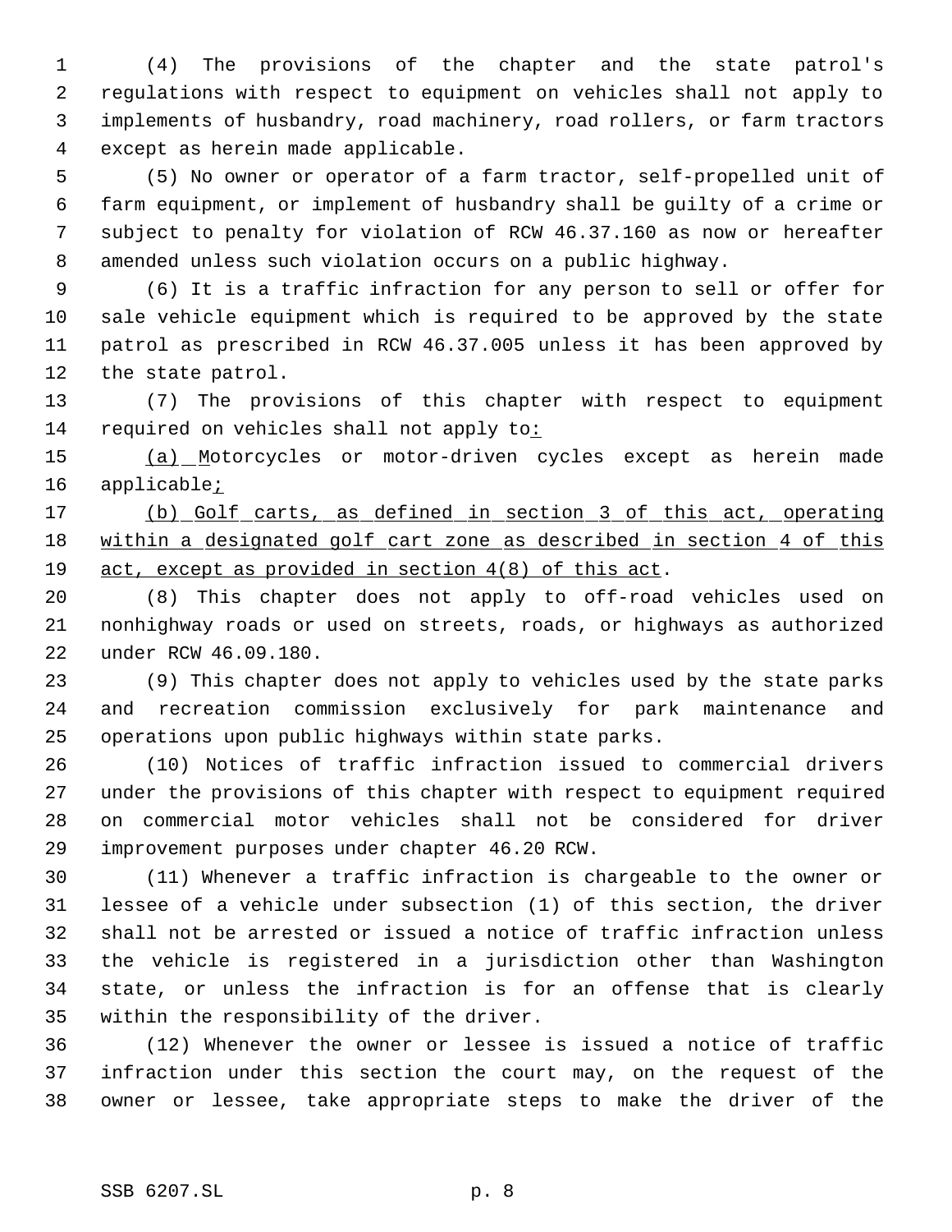(4) The provisions of the chapter and the state patrol's regulations with respect to equipment on vehicles shall not apply to implements of husbandry, road machinery, road rollers, or farm tractors except as herein made applicable.

(5) No owner or operator of a farm tractor, self-propelled unit of farm equipment, or implement of husbandry shall be guilty of a crime or subject to penalty for violation of RCW 46.37.160 as now or hereafter amended unless such violation occurs on a public highway.

(6) It is a traffic infraction for any person to sell or offer for sale vehicle equipment which is required to be approved by the state patrol as prescribed in RCW 46.37.005 unless it has been approved by the state patrol.

(7) The provisions of this chapter with respect to equipment required on vehicles shall not apply to:

(a) Motorcycles or motor-driven cycles except as herein made applicable;

(b) Golf carts, as defined in section 3 of this act, operating within a designated golf cart zone as described in section 4 of this act, except as provided in section 4(8) of this act.

(8) This chapter does not apply to off-road vehicles used on nonhighway roads or used on streets, roads, or highways as authorized under RCW 46.09.180.

(9) This chapter does not apply to vehicles used by the state parks and recreation commission exclusively for park maintenance and operations upon public highways within state parks.

(10) Notices of traffic infraction issued to commercial drivers under the provisions of this chapter with respect to equipment required on commercial motor vehicles shall not be considered for driver improvement purposes under chapter 46.20 RCW.

(11) Whenever a traffic infraction is chargeable to the owner or lessee of a vehicle under subsection (1) of this section, the driver shall not be arrested or issued a notice of traffic infraction unless the vehicle is registered in a jurisdiction other than Washington state, or unless the infraction is for an offense that is clearly within the responsibility of the driver.

(12) Whenever the owner or lessee is issued a notice of traffic infraction under this section the court may, on the request of the owner or lessee, take appropriate steps to make the driver of the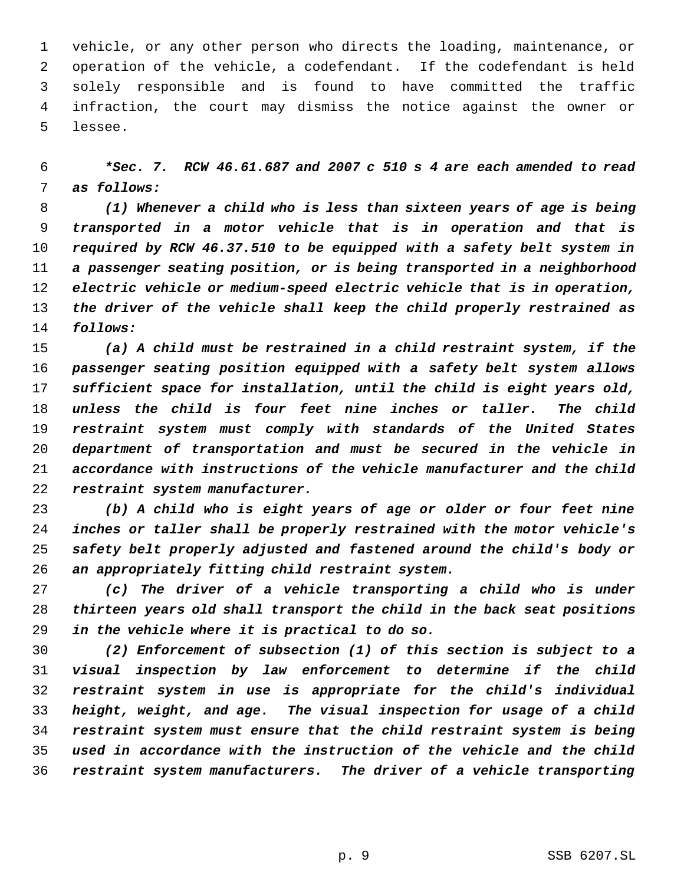vehicle, or any other person who directs the loading, maintenance, or operation of the vehicle, a codefendant. If the codefendant is held solely responsible and is found to have committed the traffic infraction, the court may dismiss the notice against the owner or lessee.

****Sec. 7. RCW 46.61.687 and 2007 c 510 s 4 are each amended to read as follows:***

*(1) Whenever a child who is less than sixteen years of age is being transported in a motor vehicle that is in operation and that is required by RCW 46.37.510 to be equipped with a safety belt system in a passenger seating position, or is being transported in a neighborhood electric vehicle or medium-speed electric vehicle that is in operation, the driver of the vehicle shall keep the child properly restrained as follows:*

*(a) A child must be restrained in a child restraint system, if the passenger seating position equipped with a safety belt system allows sufficient space for installation, until the child is eight years old, unless the child is four feet nine inches or taller. The child restraint system must comply with standards of the United States department of transportation and must be secured in the vehicle in accordance with instructions of the vehicle manufacturer and the child restraint system manufacturer.*

*(b) A child who is eight years of age or older or four feet nine inches or taller shall be properly restrained with the motor vehicle's safety belt properly adjusted and fastened around the child's body or an appropriately fitting child restraint system.*

*(c) The driver of a vehicle transporting a child who is under thirteen years old shall transport the child in the back seat positions in the vehicle where it is practical to do so.*

*(2) Enforcement of subsection (1) of this section is subject to a visual inspection by law enforcement to determine if the child restraint system in use is appropriate for the child's individual height, weight, and age. The visual inspection for usage of a child restraint system must ensure that the child restraint system is being used in accordance with the instruction of the vehicle and the child restraint system manufacturers. The driver of a vehicle transporting*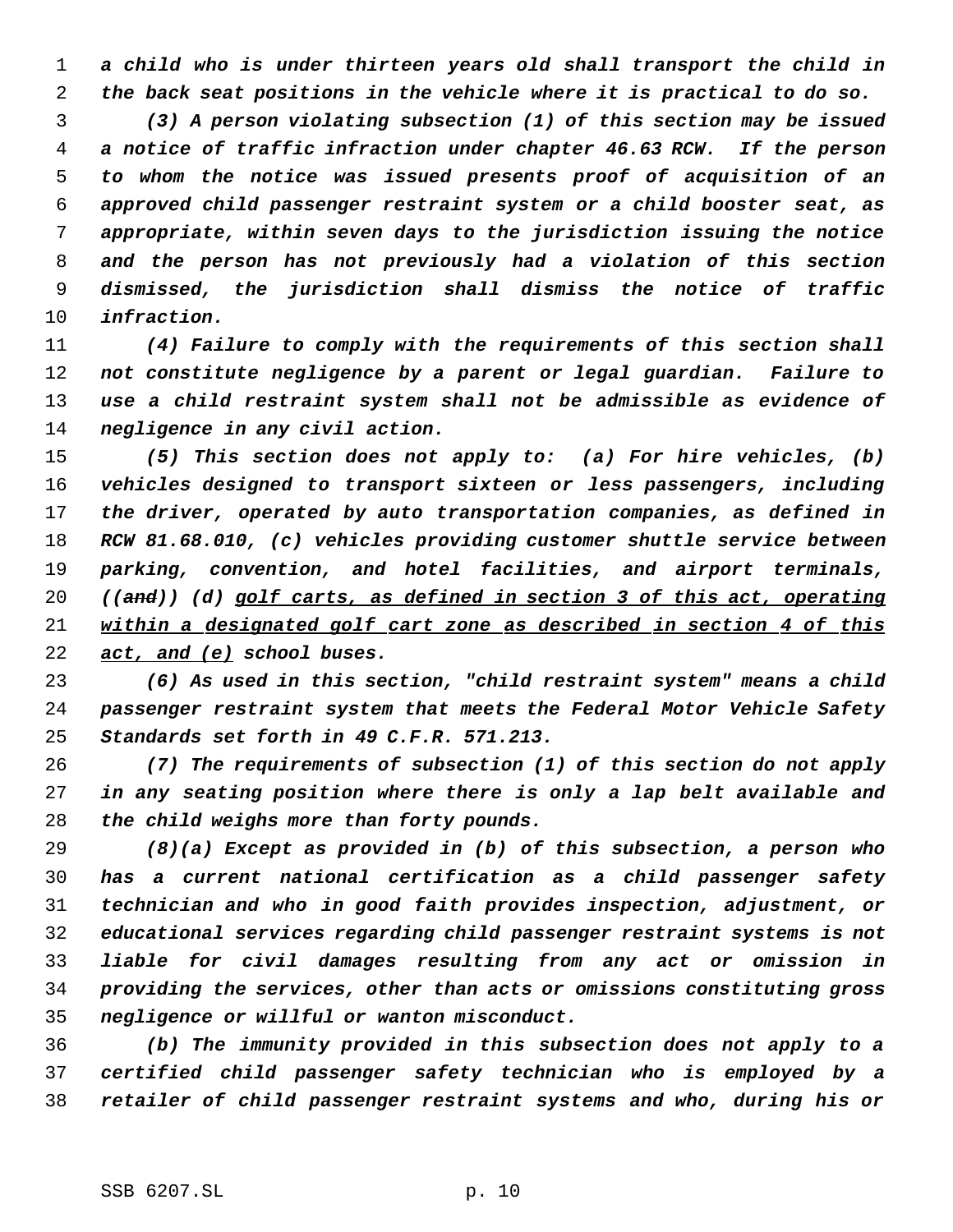*a child who is under thirteen years old shall transport the child in the back seat positions in the vehicle where it is practical to do so.*

*(3) A person violating subsection (1) of this section may be issued a notice of traffic infraction under chapter 46.63 RCW. If the person to whom the notice was issued presents proof of acquisition of an approved child passenger restraint system or a child booster seat, as appropriate, within seven days to the jurisdiction issuing the notice and the person has not previously had a violation of this section dismissed, the jurisdiction shall dismiss the notice of traffic infraction.*

*(4) Failure to comply with the requirements of this section shall not constitute negligence by a parent or legal guardian. Failure to use a child restraint system shall not be admissible as evidence of negligence in any civil action.*

*(5) This section does not apply to: (a) For hire vehicles, (b) vehicles designed to transport sixteen or less passengers, including the driver, operated by auto transportation companies, as defined in RCW 81.68.010, (c) vehicles providing customer shuttle service between parking, convention, and hotel facilities, and airport terminals, ((~~and~~)) (d) <u>golf carts, as defined in section 3 of this act, operating within a designated golf cart zone as described in section 4 of this act, and (e)</u> school buses.*

*(6) As used in this section, "child restraint system" means a child passenger restraint system that meets the Federal Motor Vehicle Safety Standards set forth in 49 C.F.R. 571.213.*

*(7) The requirements of subsection (1) of this section do not apply in any seating position where there is only a lap belt available and the child weighs more than forty pounds.*

*(8)(a) Except as provided in (b) of this subsection, a person who has a current national certification as a child passenger safety technician and who in good faith provides inspection, adjustment, or educational services regarding child passenger restraint systems is not liable for civil damages resulting from any act or omission in providing the services, other than acts or omissions constituting gross negligence or willful or wanton misconduct.*

*(b) The immunity provided in this subsection does not apply to a certified child passenger safety technician who is employed by a retailer of child passenger restraint systems and who, during his or*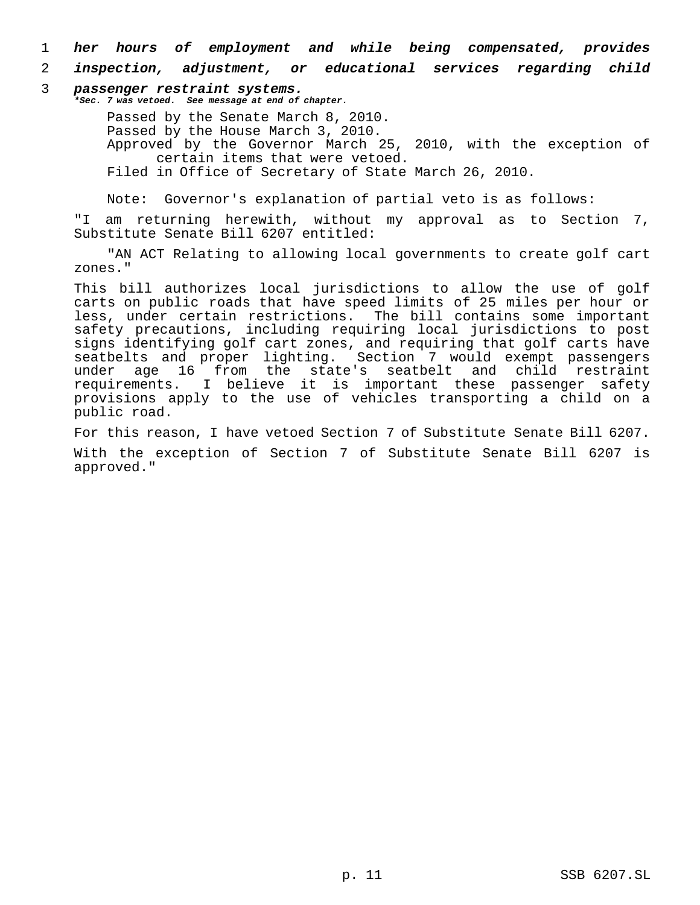***her hours of employment and while being compensated, provides inspection, adjustment, or educational services regarding child passenger restraint systems.***

***\*Sec. 7 was vetoed. See message at end of chapter.***

Passed by the Senate March 8, 2010.
Passed by the House March 3, 2010.
Approved by the Governor March 25, 2010, with the exception of certain items that were vetoed.
Filed in Office of Secretary of State March 26, 2010.

Note: Governor's explanation of partial veto is as follows:

"I am returning herewith, without my approval as to Section 7, Substitute Senate Bill 6207 entitled:

"AN ACT Relating to allowing local governments to create golf cart zones."

This bill authorizes local jurisdictions to allow the use of golf carts on public roads that have speed limits of 25 miles per hour or less, under certain restrictions. The bill contains some important safety precautions, including requiring local jurisdictions to post signs identifying golf cart zones, and requiring that golf carts have seatbelts and proper lighting. Section 7 would exempt passengers under age 16 from the state's seatbelt and child restraint requirements. I believe it is important these passenger safety provisions apply to the use of vehicles transporting a child on a public road.

For this reason, I have vetoed Section 7 of Substitute Senate Bill 6207.

With the exception of Section 7 of Substitute Senate Bill 6207 is approved."